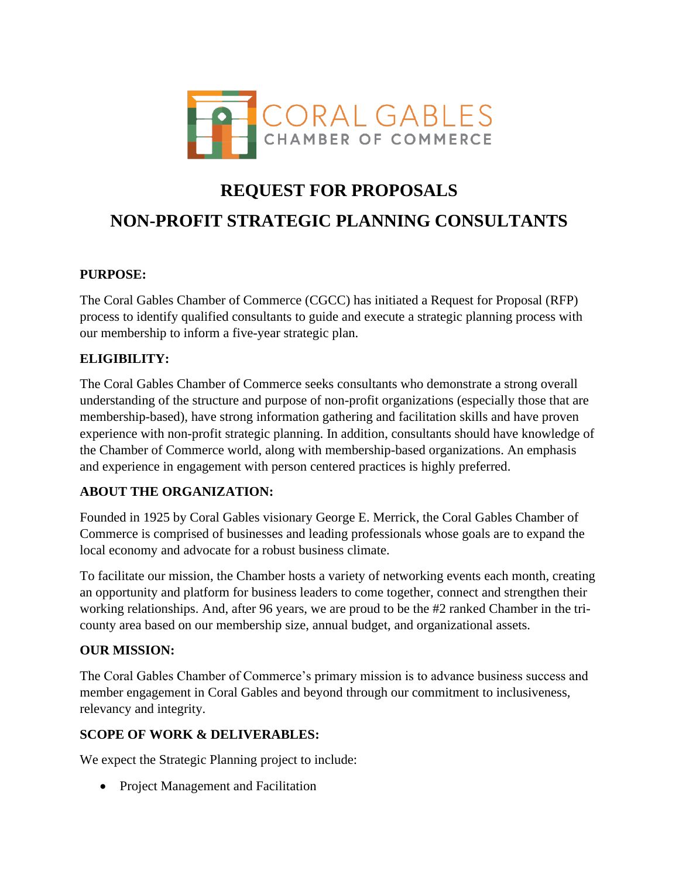CORAL GABLES
CHAMBER OF COMMERCE

# REQUEST FOR PROPOSALS

# NON-PROFIT STRATEGIC PLANNING CONSULTANTS

**PURPOSE:**

The Coral Gables Chamber of Commerce (CGCC) has initiated a Request for Proposal (RFP) process to identify qualified consultants to guide and execute a strategic planning process with our membership to inform a five-year strategic plan.

**ELIGIBILITY:**

The Coral Gables Chamber of Commerce seeks consultants who demonstrate a strong overall understanding of the structure and purpose of non-profit organizations (especially those that are membership-based), have strong information gathering and facilitation skills and have proven experience with non-profit strategic planning. In addition, consultants should have knowledge of the Chamber of Commerce world, along with membership-based organizations. An emphasis and experience in engagement with person centered practices is highly preferred.

**ABOUT THE ORGANIZATION:**

Founded in 1925 by Coral Gables visionary George E. Merrick, the Coral Gables Chamber of Commerce is comprised of businesses and leading professionals whose goals are to expand the local economy and advocate for a robust business climate.

To facilitate our mission, the Chamber hosts a variety of networking events each month, creating an opportunity and platform for business leaders to come together, connect and strengthen their working relationships. And, after 96 years, we are proud to be the #2 ranked Chamber in the tri-county area based on our membership size, annual budget, and organizational assets.

**OUR MISSION:**

The Coral Gables Chamber of Commerce's primary mission is to advance business success and member engagement in Coral Gables and beyond through our commitment to inclusiveness, relevancy and integrity.

**SCOPE OF WORK & DELIVERABLES:**

We expect the Strategic Planning project to include:

- Project Management and Facilitation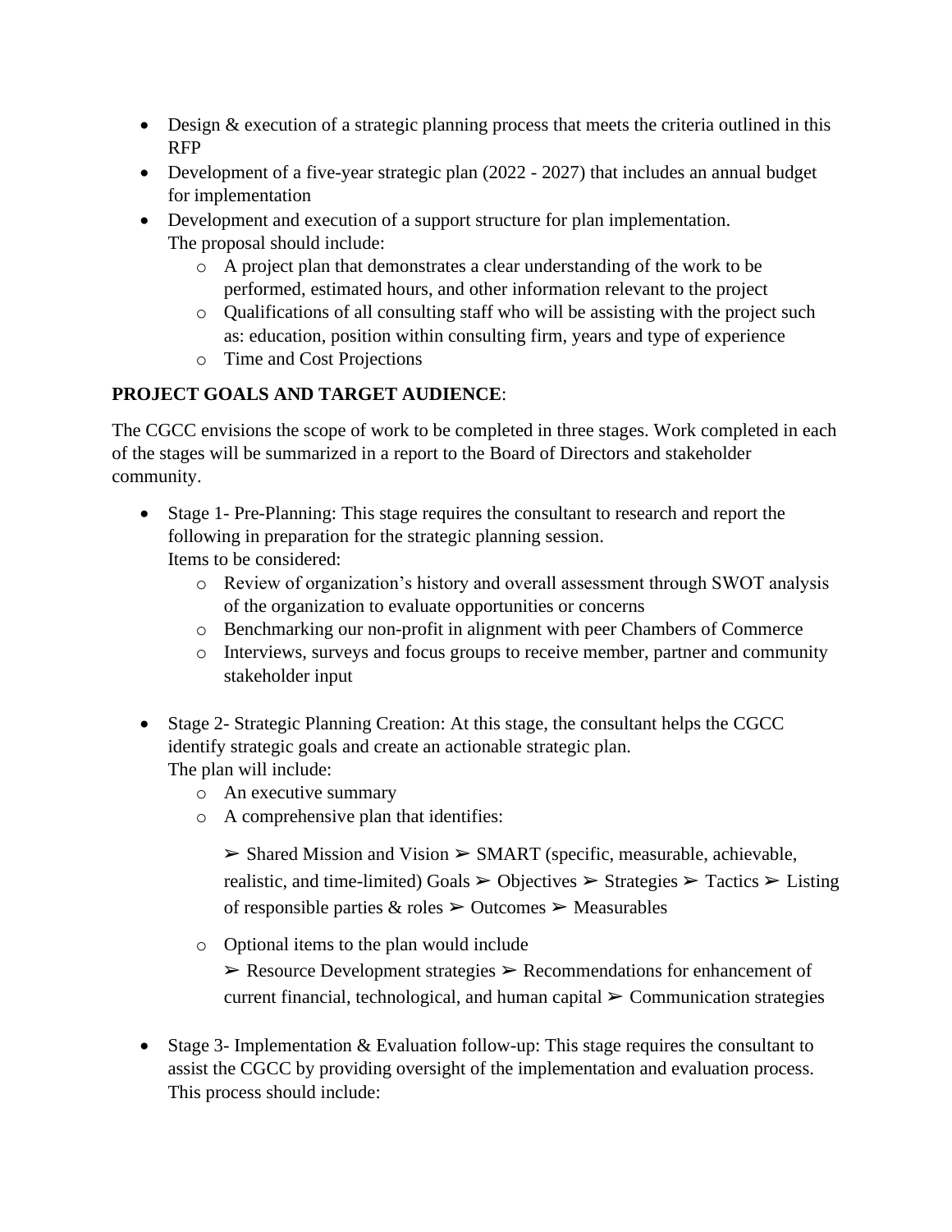- Design & execution of a strategic planning process that meets the criteria outlined in this RFP
- Development of a five-year strategic plan (2022 - 2027) that includes an annual budget for implementation
- Development and execution of a support structure for plan implementation.
  The proposal should include:
  - A project plan that demonstrates a clear understanding of the work to be performed, estimated hours, and other information relevant to the project
  - Qualifications of all consulting staff who will be assisting with the project such as: education, position within consulting firm, years and type of experience
  - Time and Cost Projections

**PROJECT GOALS AND TARGET AUDIENCE**:

The CGCC envisions the scope of work to be completed in three stages. Work completed in each of the stages will be summarized in a report to the Board of Directors and stakeholder community.

- Stage 1- Pre-Planning: This stage requires the consultant to research and report the following in preparation for the strategic planning session.
  Items to be considered:
  - Review of organization's history and overall assessment through SWOT analysis of the organization to evaluate opportunities or concerns
  - Benchmarking our non-profit in alignment with peer Chambers of Commerce
  - Interviews, surveys and focus groups to receive member, partner and community stakeholder input

- Stage 2- Strategic Planning Creation: At this stage, the consultant helps the CGCC identify strategic goals and create an actionable strategic plan.
  The plan will include:
  - An executive summary
  - A comprehensive plan that identifies:

    ➢ Shared Mission and Vision ➢ SMART (specific, measurable, achievable, realistic, and time-limited) Goals ➢ Objectives ➢ Strategies ➢ Tactics ➢ Listing of responsible parties & roles ➢ Outcomes ➢ Measurables

  - Optional items to the plan would include

    ➢ Resource Development strategies ➢ Recommendations for enhancement of current financial, technological, and human capital ➢ Communication strategies

- Stage 3- Implementation & Evaluation follow-up: This stage requires the consultant to assist the CGCC by providing oversight of the implementation and evaluation process. This process should include: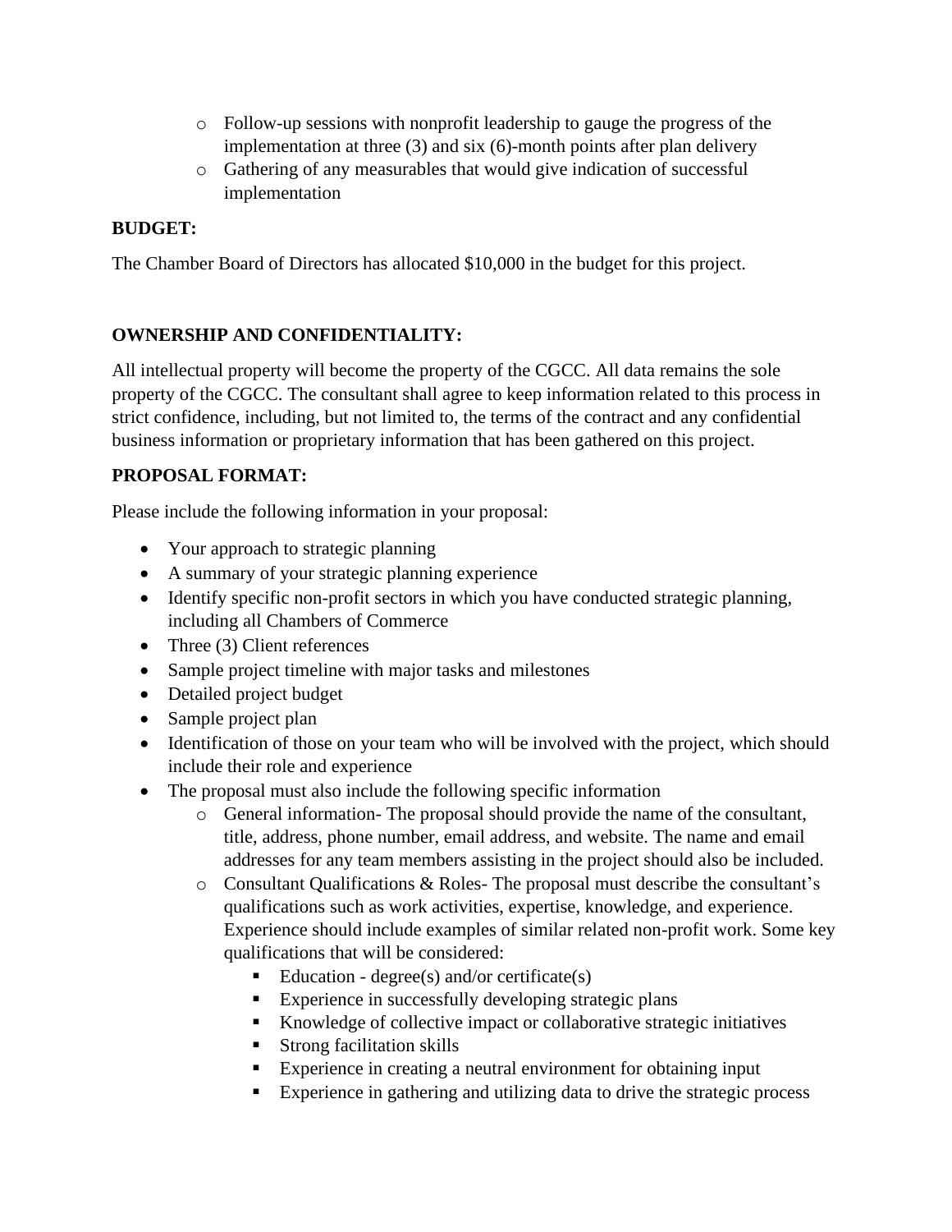- Follow-up sessions with nonprofit leadership to gauge the progress of the implementation at three (3) and six (6)-month points after plan delivery
- Gathering of any measurables that would give indication of successful implementation

**BUDGET:**

The Chamber Board of Directors has allocated $10,000 in the budget for this project.

**OWNERSHIP AND CONFIDENTIALITY:**

All intellectual property will become the property of the CGCC. All data remains the sole property of the CGCC. The consultant shall agree to keep information related to this process in strict confidence, including, but not limited to, the terms of the contract and any confidential business information or proprietary information that has been gathered on this project.

**PROPOSAL FORMAT:**

Please include the following information in your proposal:

- Your approach to strategic planning
- A summary of your strategic planning experience
- Identify specific non-profit sectors in which you have conducted strategic planning, including all Chambers of Commerce
- Three (3) Client references
- Sample project timeline with major tasks and milestones
- Detailed project budget
- Sample project plan
- Identification of those on your team who will be involved with the project, which should include their role and experience
- The proposal must also include the following specific information
  - General information- The proposal should provide the name of the consultant, title, address, phone number, email address, and website. The name and email addresses for any team members assisting in the project should also be included.
  - Consultant Qualifications & Roles- The proposal must describe the consultant's qualifications such as work activities, expertise, knowledge, and experience. Experience should include examples of similar related non-profit work. Some key qualifications that will be considered:
    - Education - degree(s) and/or certificate(s)
    - Experience in successfully developing strategic plans
    - Knowledge of collective impact or collaborative strategic initiatives
    - Strong facilitation skills
    - Experience in creating a neutral environment for obtaining input
    - Experience in gathering and utilizing data to drive the strategic process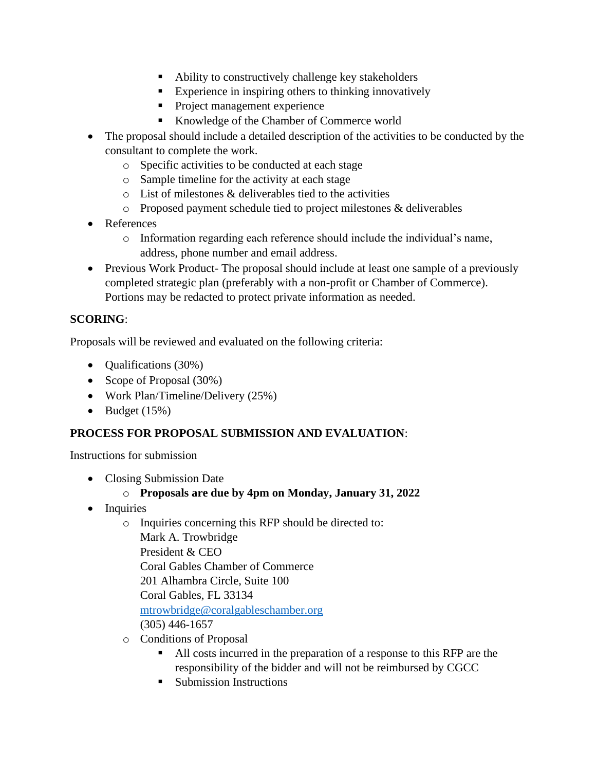- Ability to constructively challenge key stakeholders
        - Experience in inspiring others to thinking innovatively
        - Project management experience
        - Knowledge of the Chamber of Commerce world
- The proposal should include a detailed description of the activities to be conducted by the consultant to complete the work.
    - Specific activities to be conducted at each stage
    - Sample timeline for the activity at each stage
    - List of milestones & deliverables tied to the activities
    - Proposed payment schedule tied to project milestones & deliverables
- References
    - Information regarding each reference should include the individual's name, address, phone number and email address.
- Previous Work Product- The proposal should include at least one sample of a previously completed strategic plan (preferably with a non-profit or Chamber of Commerce). Portions may be redacted to protect private information as needed.

**SCORING**:

Proposals will be reviewed and evaluated on the following criteria:

- Qualifications (30%)
- Scope of Proposal (30%)
- Work Plan/Timeline/Delivery (25%)
- Budget (15%)

**PROCESS FOR PROPOSAL SUBMISSION AND EVALUATION**:

Instructions for submission

- Closing Submission Date
    - **Proposals are due by 4pm on Monday, January 31, 2022**
- Inquiries
    - Inquiries concerning this RFP should be directed to:
      Mark A. Trowbridge
      President & CEO
      Coral Gables Chamber of Commerce
      201 Alhambra Circle, Suite 100
      Coral Gables, FL 33134
      mtrowbridge@coralgableschamber.org
      (305) 446-1657
    - Conditions of Proposal
        - All costs incurred in the preparation of a response to this RFP are the responsibility of the bidder and will not be reimbursed by CGCC
        - Submission Instructions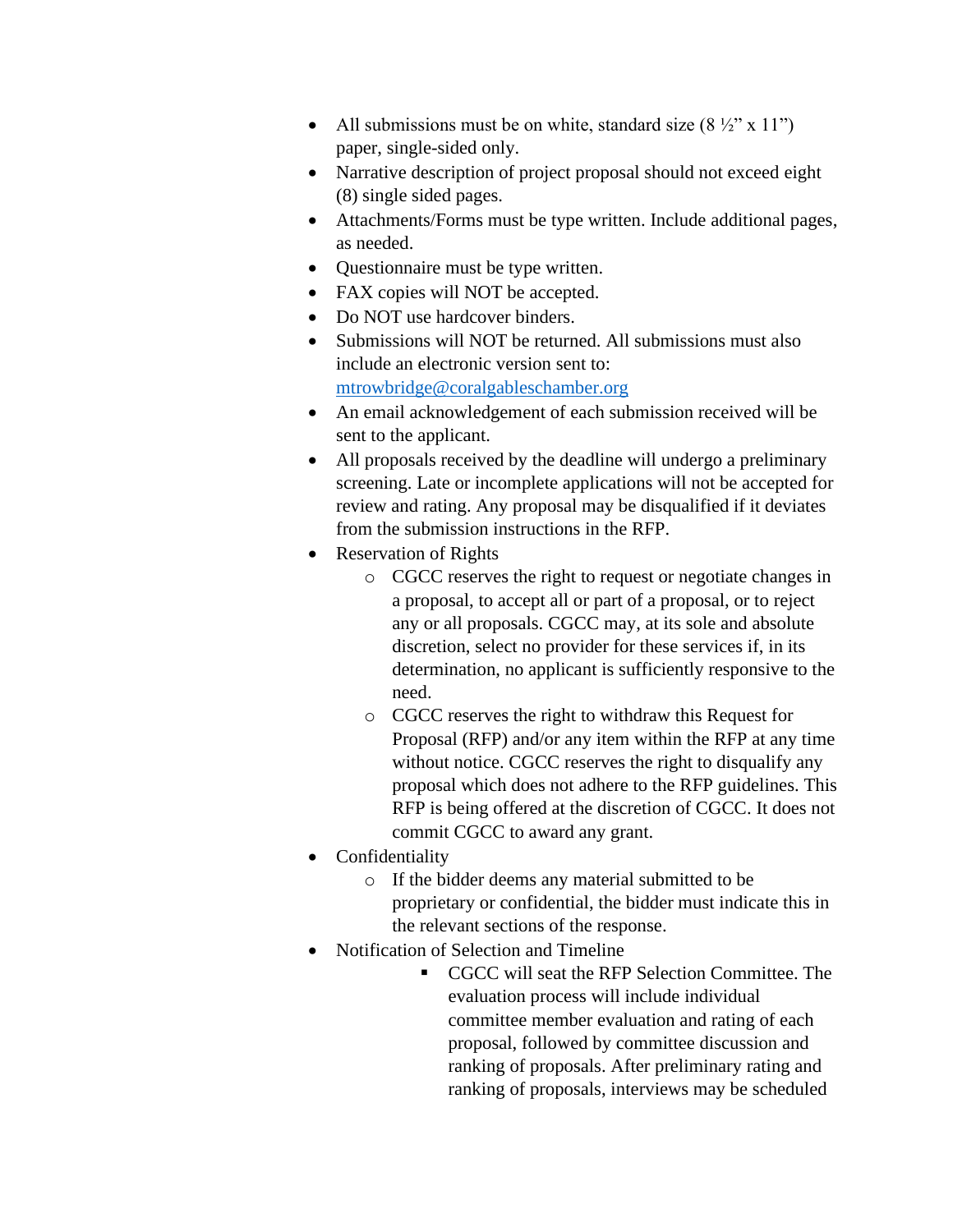- All submissions must be on white, standard size (8 ½" x 11") paper, single-sided only.
- Narrative description of project proposal should not exceed eight (8) single sided pages.
- Attachments/Forms must be type written. Include additional pages, as needed.
- Questionnaire must be type written.
- FAX copies will NOT be accepted.
- Do NOT use hardcover binders.
- Submissions will NOT be returned. All submissions must also include an electronic version sent to: [mtrowbridge@coralgableschamber.org](mailto:mtrowbridge@coralgableschamber.org)
- An email acknowledgement of each submission received will be sent to the applicant.
- All proposals received by the deadline will undergo a preliminary screening. Late or incomplete applications will not be accepted for review and rating. Any proposal may be disqualified if it deviates from the submission instructions in the RFP.
- Reservation of Rights
  - CGCC reserves the right to request or negotiate changes in a proposal, to accept all or part of a proposal, or to reject any or all proposals. CGCC may, at its sole and absolute discretion, select no provider for these services if, in its determination, no applicant is sufficiently responsive to the need.
  - CGCC reserves the right to withdraw this Request for Proposal (RFP) and/or any item within the RFP at any time without notice. CGCC reserves the right to disqualify any proposal which does not adhere to the RFP guidelines. This RFP is being offered at the discretion of CGCC. It does not commit CGCC to award any grant.
- Confidentiality
  - If the bidder deems any material submitted to be proprietary or confidential, the bidder must indicate this in the relevant sections of the response.
- Notification of Selection and Timeline
    - CGCC will seat the RFP Selection Committee. The evaluation process will include individual committee member evaluation and rating of each proposal, followed by committee discussion and ranking of proposals. After preliminary rating and ranking of proposals, interviews may be scheduled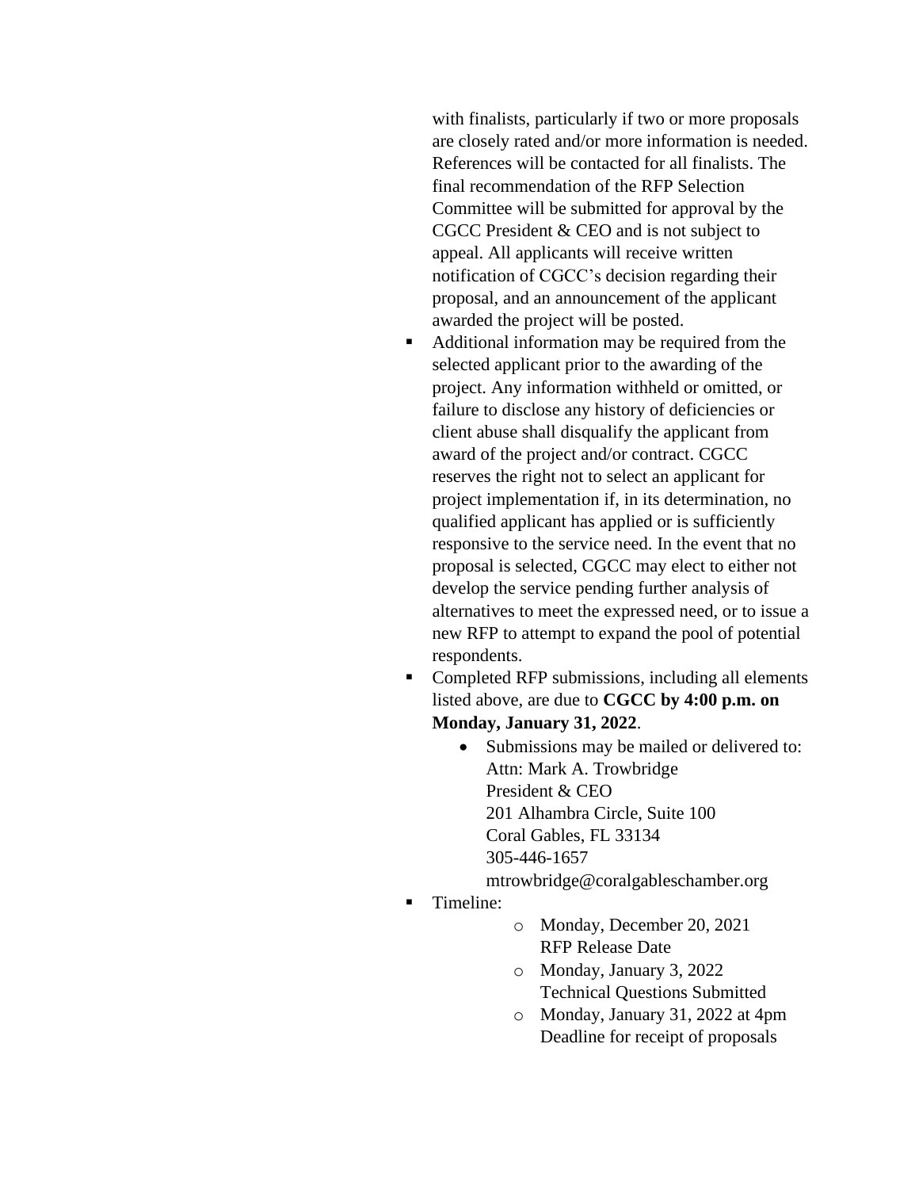with finalists, particularly if two or more proposals are closely rated and/or more information is needed. References will be contacted for all finalists. The final recommendation of the RFP Selection Committee will be submitted for approval by the CGCC President & CEO and is not subject to appeal. All applicants will receive written notification of CGCC's decision regarding their proposal, and an announcement of the applicant awarded the project will be posted.

- Additional information may be required from the selected applicant prior to the awarding of the project. Any information withheld or omitted, or failure to disclose any history of deficiencies or client abuse shall disqualify the applicant from award of the project and/or contract. CGCC reserves the right not to select an applicant for project implementation if, in its determination, no qualified applicant has applied or is sufficiently responsive to the service need. In the event that no proposal is selected, CGCC may elect to either not develop the service pending further analysis of alternatives to meet the expressed need, or to issue a new RFP to attempt to expand the pool of potential respondents.
- Completed RFP submissions, including all elements listed above, are due to **CGCC by 4:00 p.m. on Monday, January 31, 2022**.
    - Submissions may be mailed or delivered to:  
      Attn: Mark A. Trowbridge  
      President & CEO  
      201 Alhambra Circle, Suite 100  
      Coral Gables, FL 33134  
      305-446-1657  
      mtrowbridge@coralgableschamber.org
- Timeline:
    - Monday, December 20, 2021  
      RFP Release Date
    - Monday, January 3, 2022  
      Technical Questions Submitted
    - Monday, January 31, 2022 at 4pm  
      Deadline for receipt of proposals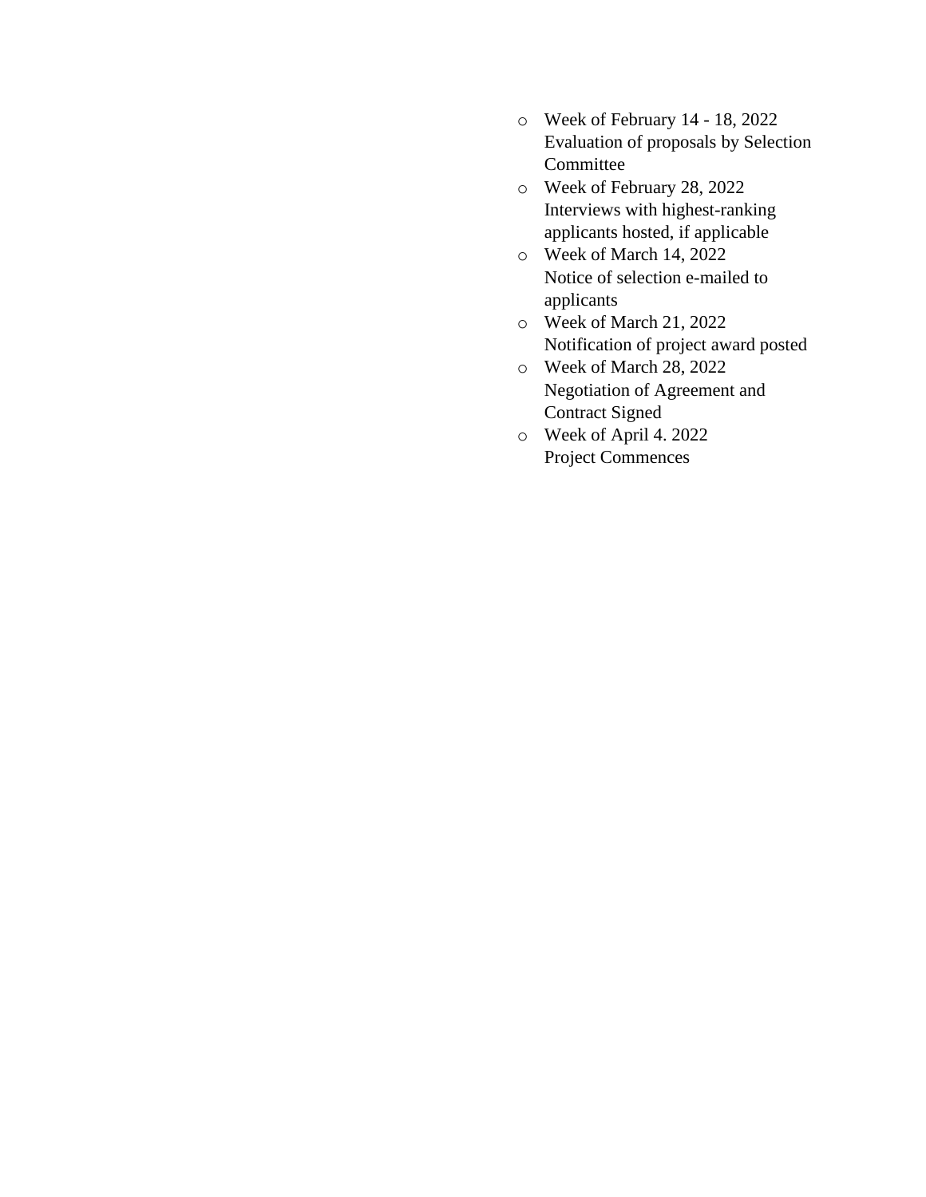- Week of February 14 - 18, 2022
  Evaluation of proposals by Selection Committee
- Week of February 28, 2022
  Interviews with highest-ranking applicants hosted, if applicable
- Week of March 14, 2022
  Notice of selection e-mailed to applicants
- Week of March 21, 2022
  Notification of project award posted
- Week of March 28, 2022
  Negotiation of Agreement and Contract Signed
- Week of April 4. 2022
  Project Commences